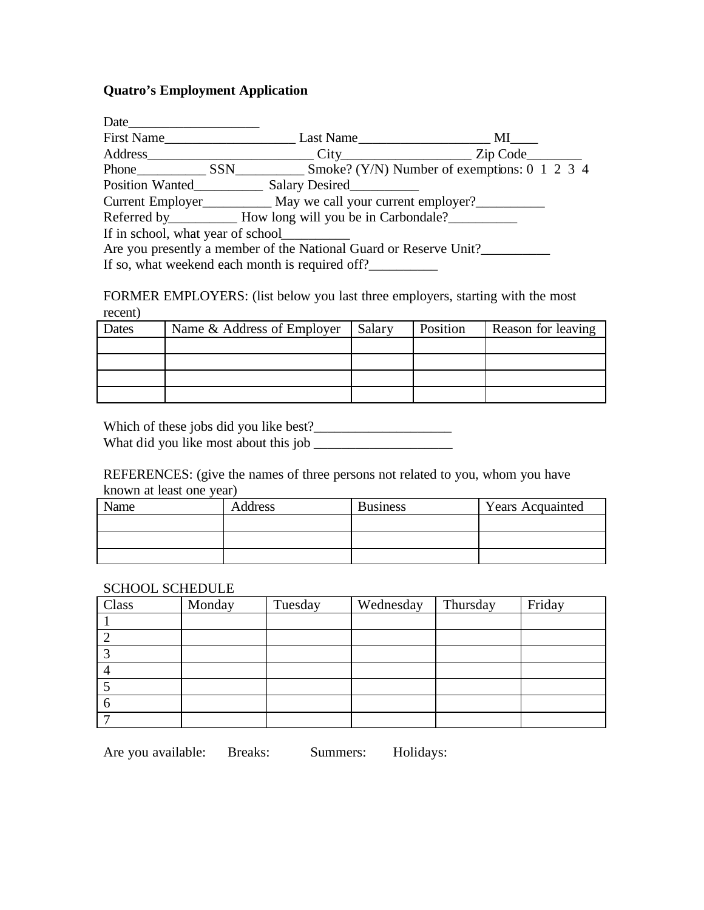**Quatro's Employment Application**

Date___________________

First Name___________________ Last Name___________________ MI____

Address________________________ City___________________ Zip Code________

Phone__________ SSN__________ Smoke? (Y/N) Number of exemptions: 0 1 2 3 4

Position Wanted__________ Salary Desired__________

Current Employer__________ May we call your current employer?__________

Referred by__________ How long will you be in Carbondale?__________

If in school, what year of school__________

Are you presently a member of the National Guard or Reserve Unit?__________

If so, what weekend each month is required off?__________

FORMER EMPLOYERS: (list below you last three employers, starting with the most recent)

| Dates | Name & Address of Employer | Salary | Position | Reason for leaving |
|---|---|---|---|---|
| | | | | |
| | | | | |
| | | | | |
| | | | | |

Which of these jobs did you like best?____________________

What did you like most about this job ____________________

REFERENCES: (give the names of three persons not related to you, whom you have known at least one year)

| Name | Address | Business | Years Acquainted |
|---|---|---|---|
| | | | |
| | | | |
| | | | |

SCHOOL SCHEDULE

| Class | Monday | Tuesday | Wednesday | Thursday | Friday |
|---|---|---|---|---|---|
| 1 | | | | | |
| 2 | | | | | |
| 3 | | | | | |
| 4 | | | | | |
| 5 | | | | | |
| 6 | | | | | |
| 7 | | | | | |

Are you available: Breaks: Summers: Holidays: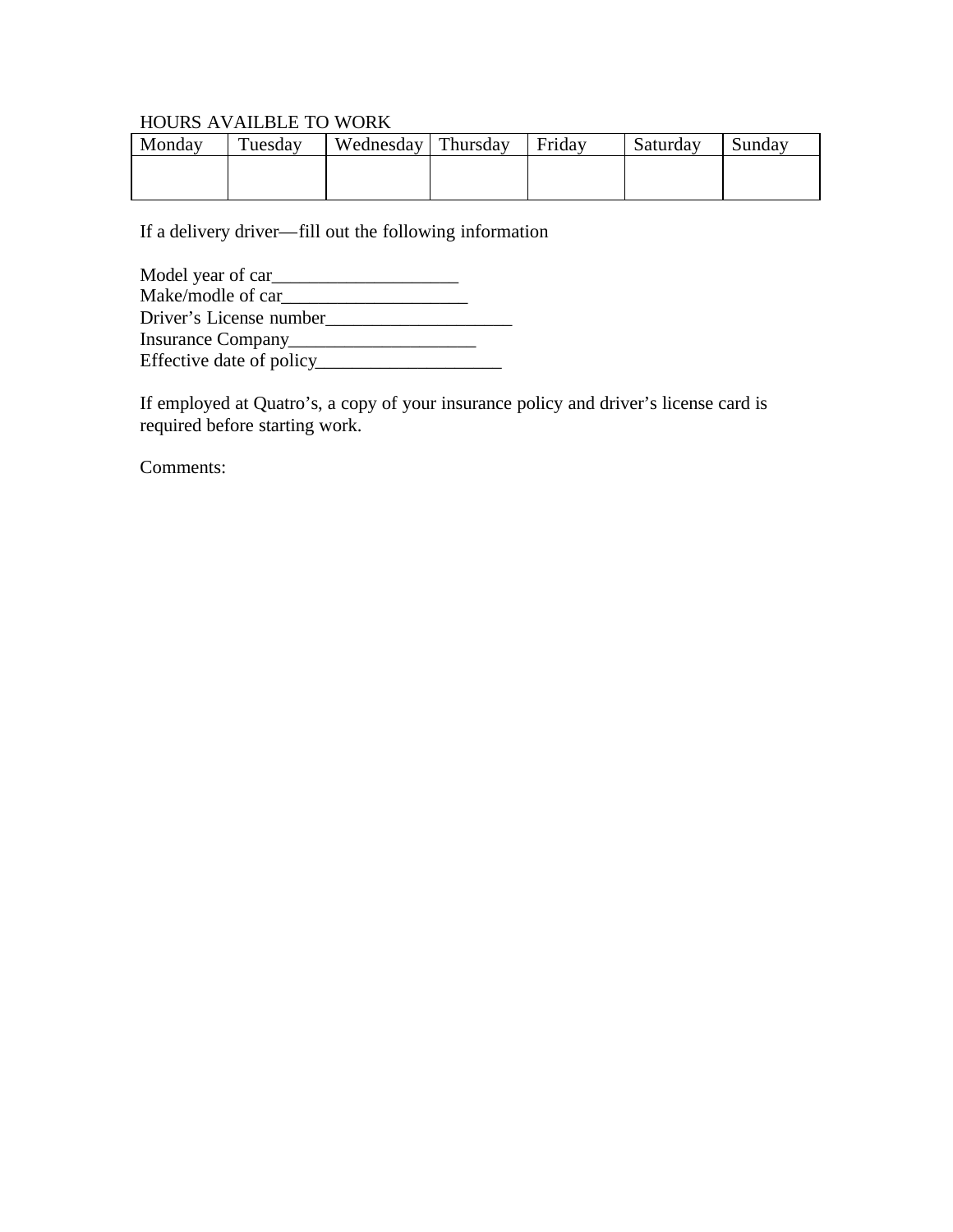HOURS AVAILBLE TO WORK

| Monday | Tuesday | Wednesday | Thursday | Friday | Saturday | Sunday |
| --- | --- | --- | --- | --- | --- | --- |
| | | | | | | |

If a delivery driver—fill out the following information

Model year of car____________________
Make/modle of car____________________
Driver's License number____________________
Insurance Company____________________
Effective date of policy____________________

If employed at Quatro's, a copy of your insurance policy and driver's license card is required before starting work.

Comments: